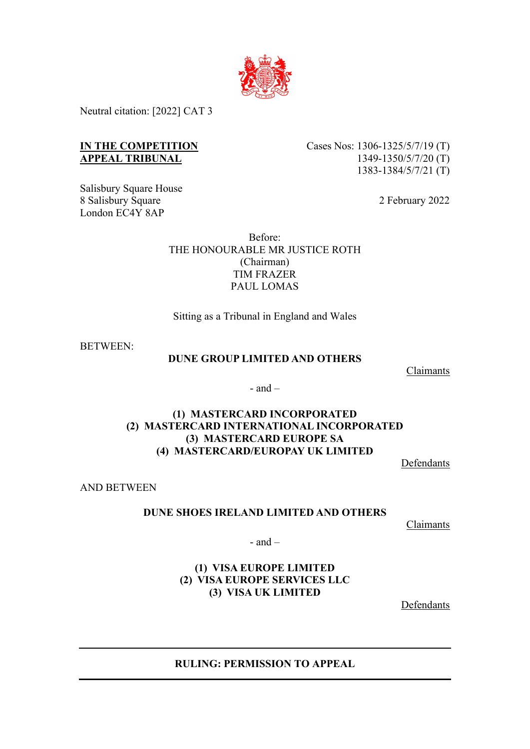Neutral citation: [2022] CAT 3

**IN THE COMPETITION APPEAL TRIBUNAL**

Cases Nos: 1306-1325/5/7/19 (T)
1349-1350/5/7/20 (T)
1383-1384/5/7/21 (T)

Salisbury Square House
8 Salisbury Square
London EC4Y 8AP

2 February 2022

Before:

THE HONOURABLE MR JUSTICE ROTH
(Chairman)
TIM FRAZER
PAUL LOMAS

Sitting as a Tribunal in England and Wales

BETWEEN:

**DUNE GROUP LIMITED AND OTHERS**

Claimants

- and –

**(1) MASTERCARD INCORPORATED**
**(2) MASTERCARD INTERNATIONAL INCORPORATED**
**(3) MASTERCARD EUROPE SA**
**(4) MASTERCARD/EUROPAY UK LIMITED**

Defendants

AND BETWEEN

**DUNE SHOES IRELAND LIMITED AND OTHERS**

Claimants

- and –

**(1) VISA EUROPE LIMITED**
**(2) VISA EUROPE SERVICES LLC**
**(3) VISA UK LIMITED**

Defendants

---

**RULING: PERMISSION TO APPEAL**

---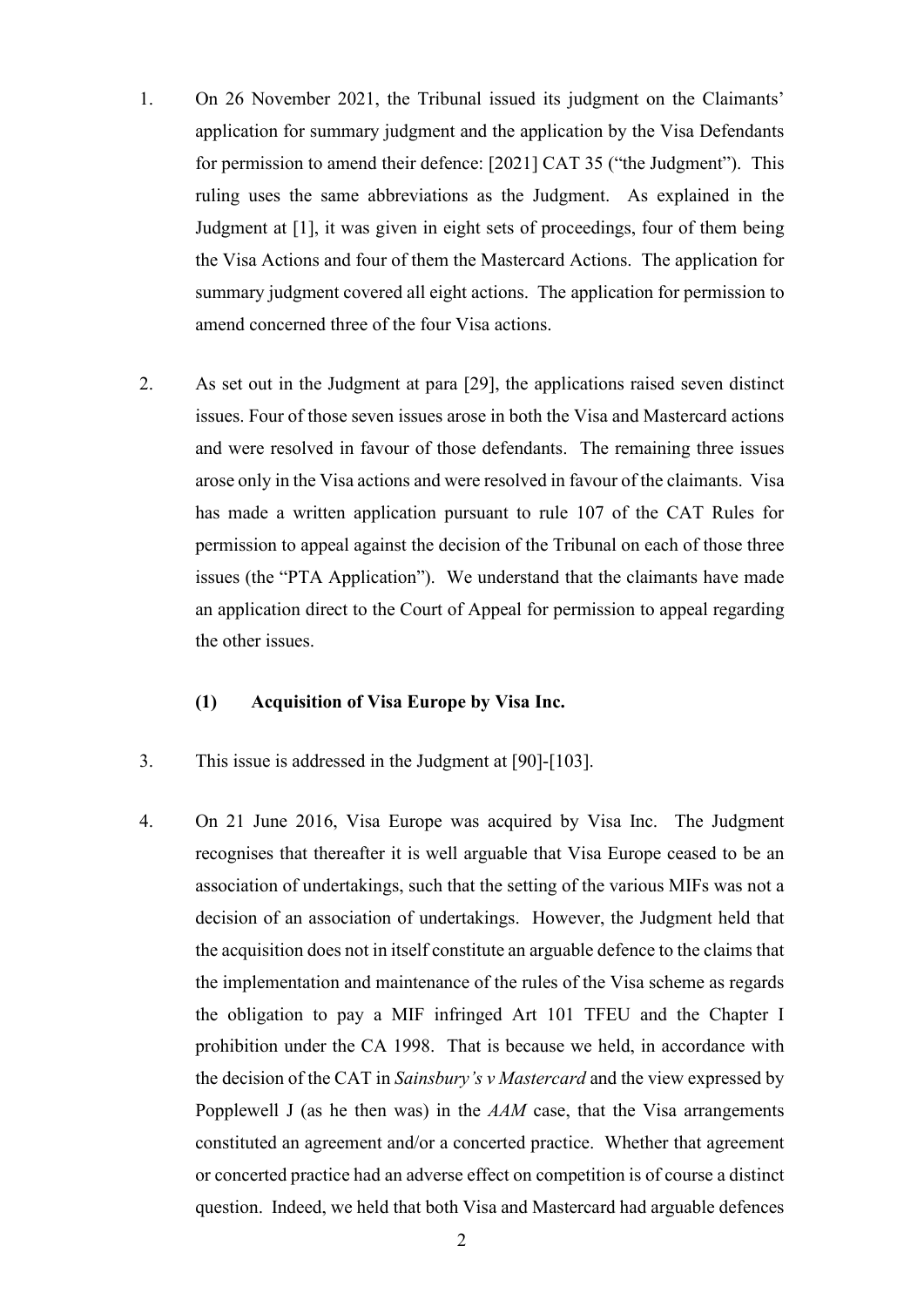1. On 26 November 2021, the Tribunal issued its judgment on the Claimants' application for summary judgment and the application by the Visa Defendants for permission to amend their defence: [2021] CAT 35 ("the Judgment"). This ruling uses the same abbreviations as the Judgment. As explained in the Judgment at [1], it was given in eight sets of proceedings, four of them being the Visa Actions and four of them the Mastercard Actions. The application for summary judgment covered all eight actions. The application for permission to amend concerned three of the four Visa actions.

2. As set out in the Judgment at para [29], the applications raised seven distinct issues. Four of those seven issues arose in both the Visa and Mastercard actions and were resolved in favour of those defendants. The remaining three issues arose only in the Visa actions and were resolved in favour of the claimants. Visa has made a written application pursuant to rule 107 of the CAT Rules for permission to appeal against the decision of the Tribunal on each of those three issues (the "PTA Application"). We understand that the claimants have made an application direct to the Court of Appeal for permission to appeal regarding the other issues.

### (1) Acquisition of Visa Europe by Visa Inc.

3. This issue is addressed in the Judgment at [90]-[103].

4. On 21 June 2016, Visa Europe was acquired by Visa Inc. The Judgment recognises that thereafter it is well arguable that Visa Europe ceased to be an association of undertakings, such that the setting of the various MIFs was not a decision of an association of undertakings. However, the Judgment held that the acquisition does not in itself constitute an arguable defence to the claims that the implementation and maintenance of the rules of the Visa scheme as regards the obligation to pay a MIF infringed Art 101 TFEU and the Chapter I prohibition under the CA 1998. That is because we held, in accordance with the decision of the CAT in *Sainsbury's v Mastercard* and the view expressed by Popplewell J (as he then was) in the *AAM* case, that the Visa arrangements constituted an agreement and/or a concerted practice. Whether that agreement or concerted practice had an adverse effect on competition is of course a distinct question. Indeed, we held that both Visa and Mastercard had arguable defences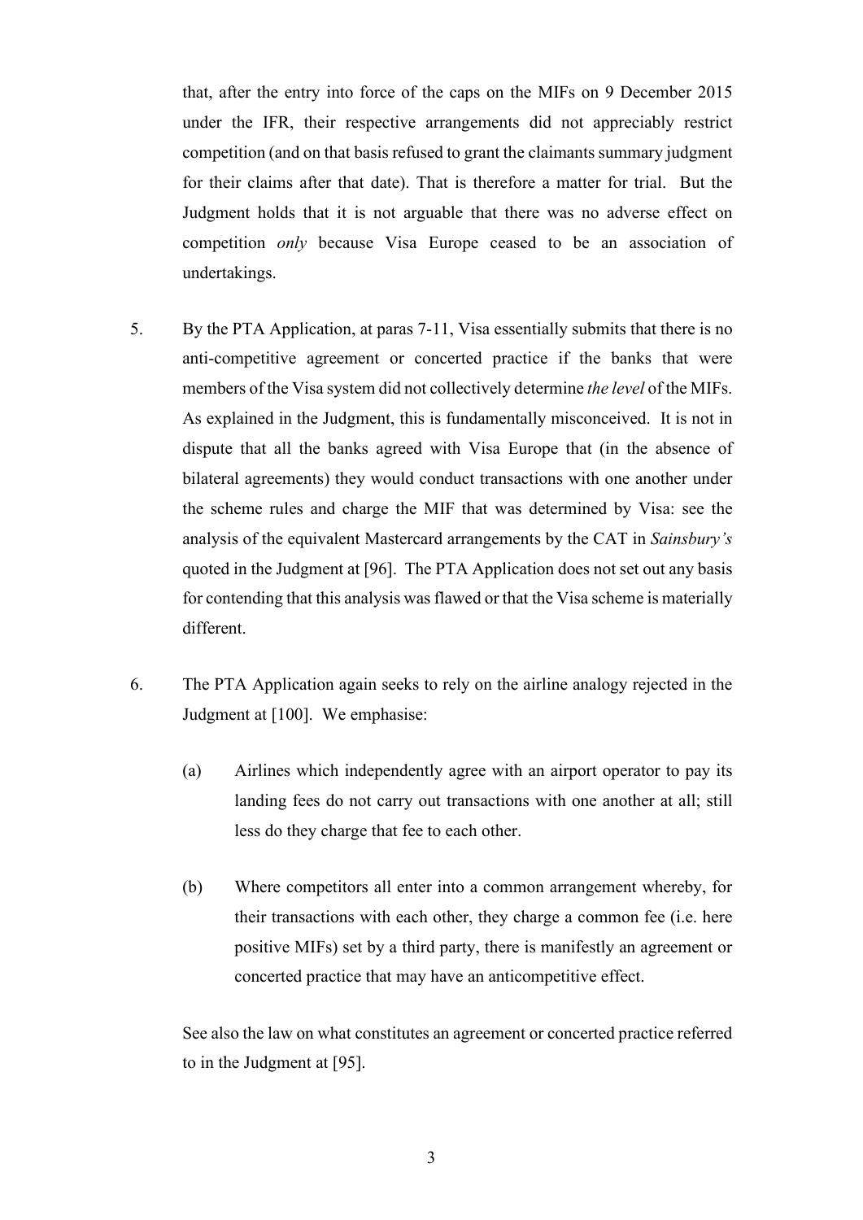that, after the entry into force of the caps on the MIFs on 9 December 2015 under the IFR, their respective arrangements did not appreciably restrict competition (and on that basis refused to grant the claimants summary judgment for their claims after that date). That is therefore a matter for trial. But the Judgment holds that it is not arguable that there was no adverse effect on competition *only* because Visa Europe ceased to be an association of undertakings.

5. By the PTA Application, at paras 7-11, Visa essentially submits that there is no anti-competitive agreement or concerted practice if the banks that were members of the Visa system did not collectively determine *the level* of the MIFs. As explained in the Judgment, this is fundamentally misconceived. It is not in dispute that all the banks agreed with Visa Europe that (in the absence of bilateral agreements) they would conduct transactions with one another under the scheme rules and charge the MIF that was determined by Visa: see the analysis of the equivalent Mastercard arrangements by the CAT in *Sainsbury's* quoted in the Judgment at [96]. The PTA Application does not set out any basis for contending that this analysis was flawed or that the Visa scheme is materially different.

6. The PTA Application again seeks to rely on the airline analogy rejected in the Judgment at [100]. We emphasise:

   (a) Airlines which independently agree with an airport operator to pay its landing fees do not carry out transactions with one another at all; still less do they charge that fee to each other.

   (b) Where competitors all enter into a common arrangement whereby, for their transactions with each other, they charge a common fee (i.e. here positive MIFs) set by a third party, there is manifestly an agreement or concerted practice that may have an anticompetitive effect.

   See also the law on what constitutes an agreement or concerted practice referred to in the Judgment at [95].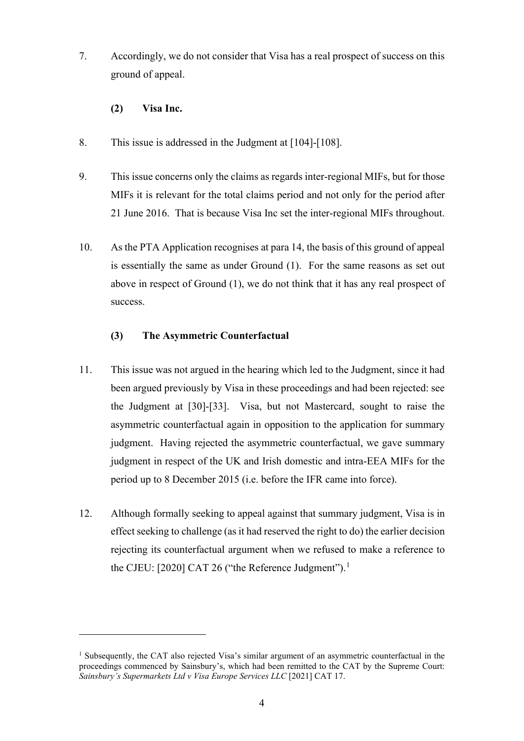7. Accordingly, we do not consider that Visa has a real prospect of success on this ground of appeal.

### (2) Visa Inc.

8. This issue is addressed in the Judgment at [104]-[108].

9. This issue concerns only the claims as regards inter-regional MIFs, but for those MIFs it is relevant for the total claims period and not only for the period after 21 June 2016. That is because Visa Inc set the inter-regional MIFs throughout.

10. As the PTA Application recognises at para 14, the basis of this ground of appeal is essentially the same as under Ground (1). For the same reasons as set out above in respect of Ground (1), we do not think that it has any real prospect of success.

### (3) The Asymmetric Counterfactual

11. This issue was not argued in the hearing which led to the Judgment, since it had been argued previously by Visa in these proceedings and had been rejected: see the Judgment at [30]-[33]. Visa, but not Mastercard, sought to raise the asymmetric counterfactual again in opposition to the application for summary judgment. Having rejected the asymmetric counterfactual, we gave summary judgment in respect of the UK and Irish domestic and intra-EEA MIFs for the period up to 8 December 2015 (i.e. before the IFR came into force).

12. Although formally seeking to appeal against that summary judgment, Visa is in effect seeking to challenge (as it had reserved the right to do) the earlier decision rejecting its counterfactual argument when we refused to make a reference to the CJEU: [2020] CAT 26 ("the Reference Judgment").[1]

---

[1] Subsequently, the CAT also rejected Visa's similar argument of an asymmetric counterfactual in the proceedings commenced by Sainsbury's, which had been remitted to the CAT by the Supreme Court: *Sainsbury's Supermarkets Ltd v Visa Europe Services LLC* [2021] CAT 17.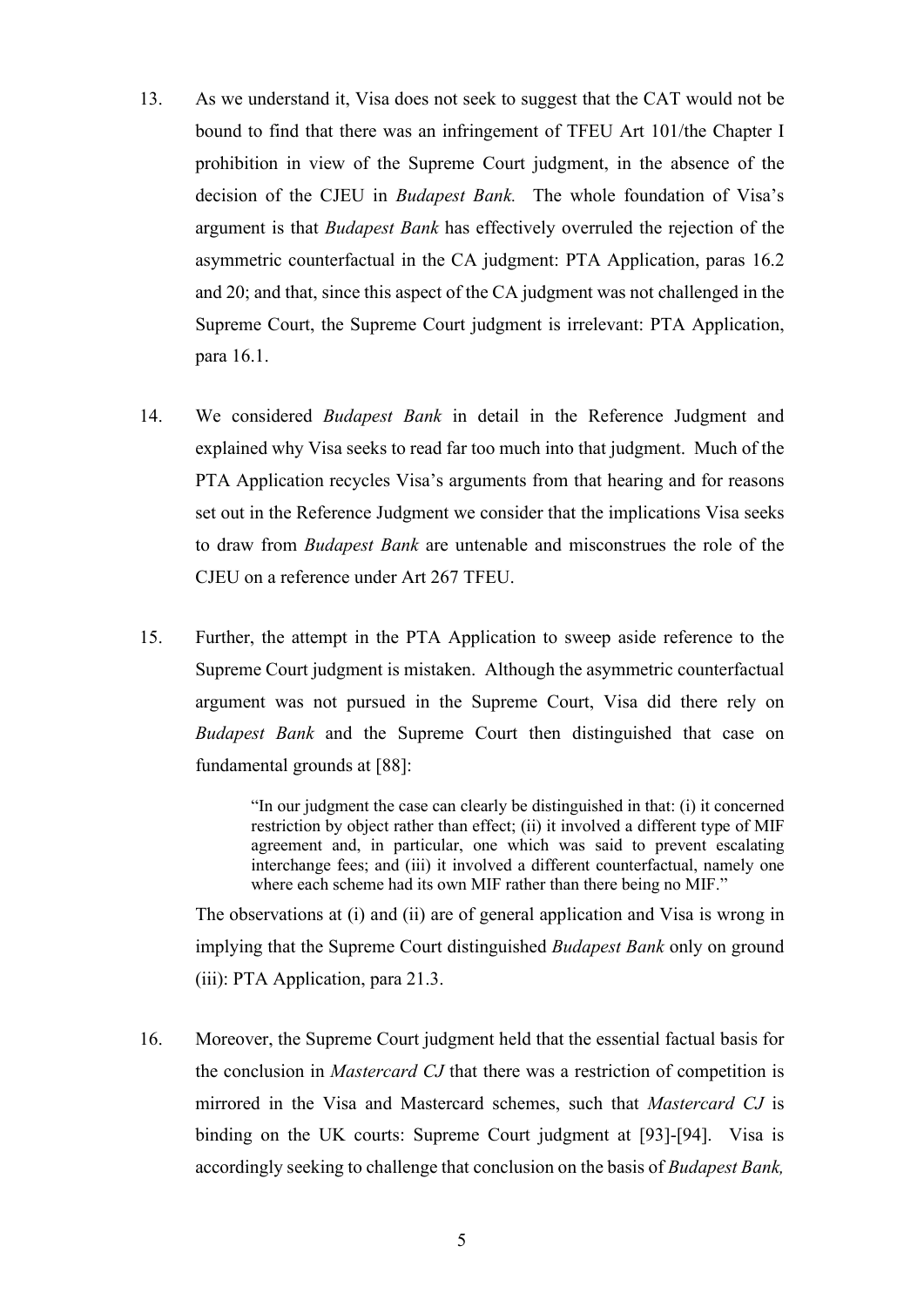13. As we understand it, Visa does not seek to suggest that the CAT would not be bound to find that there was an infringement of TFEU Art 101/the Chapter I prohibition in view of the Supreme Court judgment, in the absence of the decision of the CJEU in *Budapest Bank.* The whole foundation of Visa's argument is that *Budapest Bank* has effectively overruled the rejection of the asymmetric counterfactual in the CA judgment: PTA Application, paras 16.2 and 20; and that, since this aspect of the CA judgment was not challenged in the Supreme Court, the Supreme Court judgment is irrelevant: PTA Application, para 16.1.

14. We considered *Budapest Bank* in detail in the Reference Judgment and explained why Visa seeks to read far too much into that judgment. Much of the PTA Application recycles Visa's arguments from that hearing and for reasons set out in the Reference Judgment we consider that the implications Visa seeks to draw from *Budapest Bank* are untenable and misconstrues the role of the CJEU on a reference under Art 267 TFEU.

15. Further, the attempt in the PTA Application to sweep aside reference to the Supreme Court judgment is mistaken. Although the asymmetric counterfactual argument was not pursued in the Supreme Court, Visa did there rely on *Budapest Bank* and the Supreme Court then distinguished that case on fundamental grounds at [88]:

    > "In our judgment the case can clearly be distinguished in that: (i) it concerned restriction by object rather than effect; (ii) it involved a different type of MIF agreement and, in particular, one which was said to prevent escalating interchange fees; and (iii) it involved a different counterfactual, namely one where each scheme had its own MIF rather than there being no MIF."

    The observations at (i) and (ii) are of general application and Visa is wrong in implying that the Supreme Court distinguished *Budapest Bank* only on ground (iii): PTA Application, para 21.3.

16. Moreover, the Supreme Court judgment held that the essential factual basis for the conclusion in *Mastercard CJ* that there was a restriction of competition is mirrored in the Visa and Mastercard schemes, such that *Mastercard CJ* is binding on the UK courts: Supreme Court judgment at [93]-[94]. Visa is accordingly seeking to challenge that conclusion on the basis of *Budapest Bank,*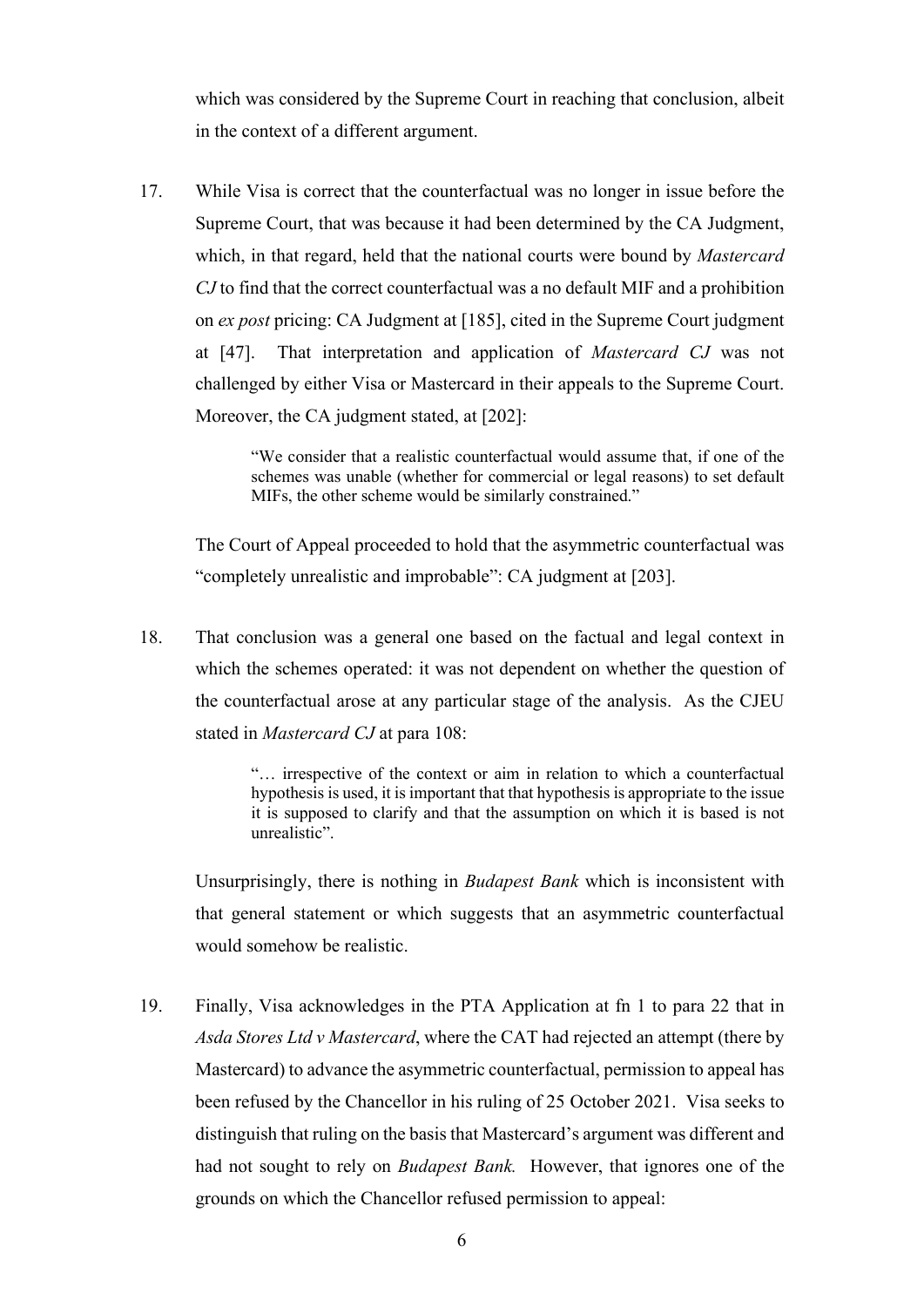which was considered by the Supreme Court in reaching that conclusion, albeit in the context of a different argument.

17. While Visa is correct that the counterfactual was no longer in issue before the Supreme Court, that was because it had been determined by the CA Judgment, which, in that regard, held that the national courts were bound by *Mastercard CJ* to find that the correct counterfactual was a no default MIF and a prohibition on *ex post* pricing: CA Judgment at [185], cited in the Supreme Court judgment at [47]. That interpretation and application of *Mastercard CJ* was not challenged by either Visa or Mastercard in their appeals to the Supreme Court. Moreover, the CA judgment stated, at [202]:

> "We consider that a realistic counterfactual would assume that, if one of the schemes was unable (whether for commercial or legal reasons) to set default MIFs, the other scheme would be similarly constrained."

The Court of Appeal proceeded to hold that the asymmetric counterfactual was "completely unrealistic and improbable": CA judgment at [203].

18. That conclusion was a general one based on the factual and legal context in which the schemes operated: it was not dependent on whether the question of the counterfactual arose at any particular stage of the analysis. As the CJEU stated in *Mastercard CJ* at para 108:

> "… irrespective of the context or aim in relation to which a counterfactual hypothesis is used, it is important that that hypothesis is appropriate to the issue it is supposed to clarify and that the assumption on which it is based is not unrealistic".

Unsurprisingly, there is nothing in *Budapest Bank* which is inconsistent with that general statement or which suggests that an asymmetric counterfactual would somehow be realistic.

19. Finally, Visa acknowledges in the PTA Application at fn 1 to para 22 that in *Asda Stores Ltd v Mastercard*, where the CAT had rejected an attempt (there by Mastercard) to advance the asymmetric counterfactual, permission to appeal has been refused by the Chancellor in his ruling of 25 October 2021. Visa seeks to distinguish that ruling on the basis that Mastercard's argument was different and had not sought to rely on *Budapest Bank.* However, that ignores one of the grounds on which the Chancellor refused permission to appeal: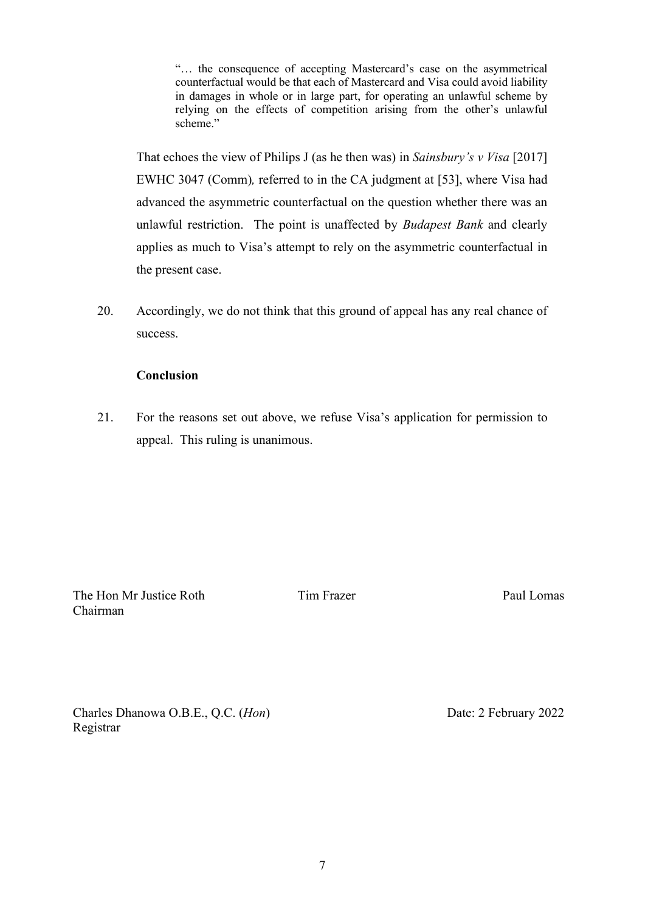> "… the consequence of accepting Mastercard's case on the asymmetrical counterfactual would be that each of Mastercard and Visa could avoid liability in damages in whole or in large part, for operating an unlawful scheme by relying on the effects of competition arising from the other's unlawful scheme."

That echoes the view of Philips J (as he then was) in *Sainsbury's v Visa* [2017] EWHC 3047 (Comm), referred to in the CA judgment at [53], where Visa had advanced the asymmetric counterfactual on the question whether there was an unlawful restriction. The point is unaffected by *Budapest Bank* and clearly applies as much to Visa's attempt to rely on the asymmetric counterfactual in the present case.

20. Accordingly, we do not think that this ground of appeal has any real chance of success.

**Conclusion**

21. For the reasons set out above, we refuse Visa's application for permission to appeal. This ruling is unanimous.

| | | |
|---|---|---|
| The Hon Mr Justice Roth<br>Chairman | Tim Frazer | Paul Lomas |

Charles Dhanowa O.B.E., Q.C. (*Hon*)
Registrar

Date: 2 February 2022